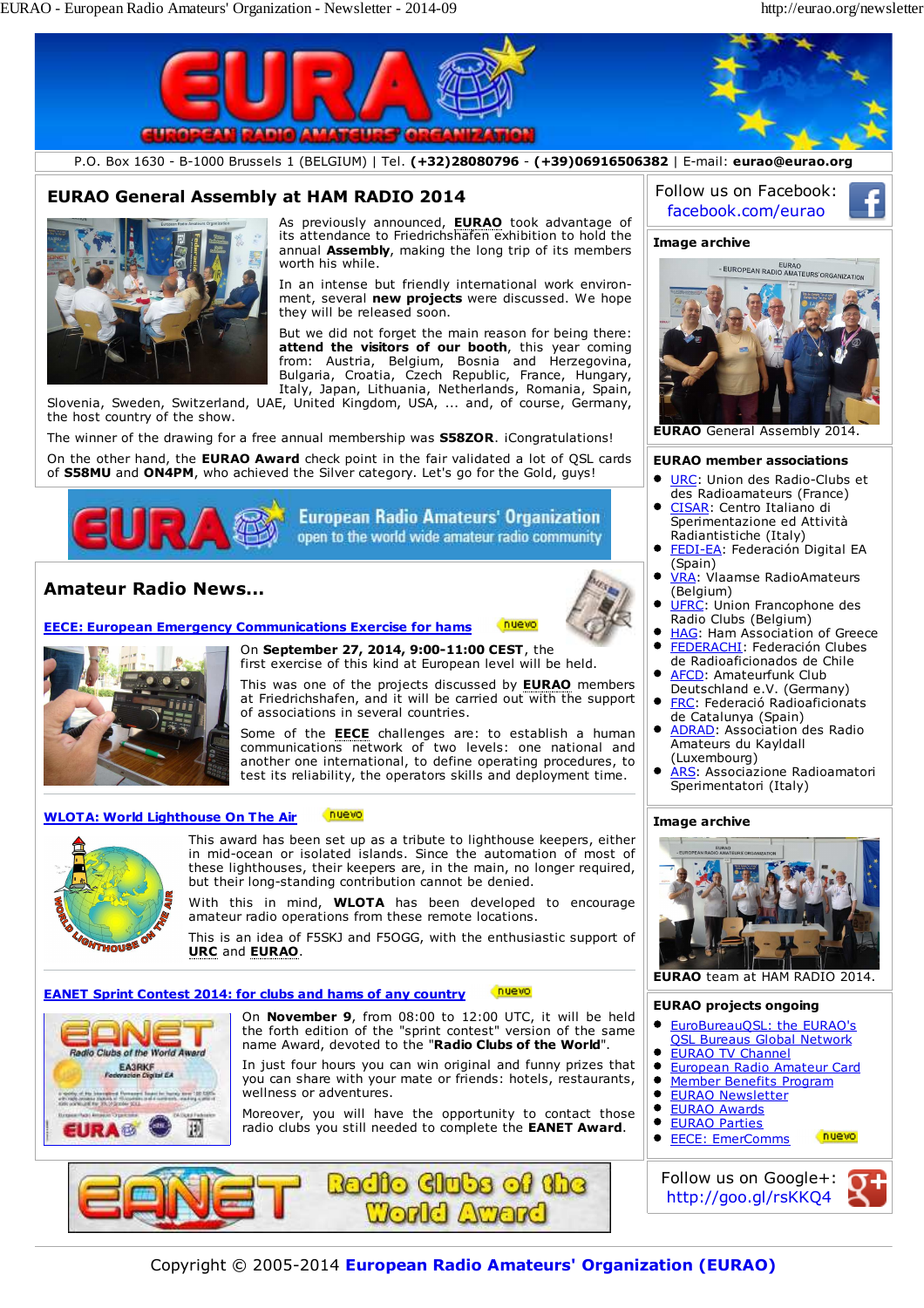P.O. Box 1630 - B-1000 Brussels 1 (BELGIUM) | Tel. **(+32)28080796** - **(+39)06916506382** | E-mail: **eurao@eurao.org**

## EURAO General Assembly at HAM RADIO 2014

As previously announced, **EURAO** took advantage of its attendance to Friedrichshafen exhibition to hold the annual **Assembly**, making the long trip of its members worth his while.

In an intense but friendly international work environment, several **new projects** were discussed. We hope they will be released soon.

But we did not forget the main reason for being there: **attend the visitors of our booth**, this year coming from: Austria, Belgium, Bosnia and Herzegovina, Bulgaria, Croatia, Czech Republic, France, Hungary, Italy, Japan, Lithuania, Netherlands, Romania, Spain, Slovenia, Sweden, Switzerland, UAE, United Kingdom, USA, ... and, of course, Germany, the host country of the show.

The winner of the drawing for a free annual membership was **S58ZOR**. ¡Congratulations!

On the other hand, the **EURAO Award** check point in the fair validated a lot of QSL cards of **S58MU** and **ON4PM**, who achieved the Silver category. Let's go for the Gold, guys!

## Amateur Radio News...

### EECE: European Emergency Communications Exercise for hams (nuevo)

On **September 27, 2014, 9:00-11:00 CEST**, the first exercise of this kind at European level will be held.

This was one of the projects discussed by **EURAO** members at Friedrichshafen, and it will be carried out with the support of associations in several countries.

Some of the **EECE** challenges are: to establish a human communications network of two levels: one national and another one international, to define operating procedures, to test its reliability, the operators skills and deployment time.

### WLOTA: World Lighthouse On The Air (nuevo)

This award has been set up as a tribute to lighthouse keepers, either in mid-ocean or isolated islands. Since the automation of most of these lighthouses, their keepers are, in the main, no longer required, but their long-standing contribution cannot be denied.

With this in mind, **WLOTA** has been developed to encourage amateur radio operations from these remote locations.

This is an idea of F5SKJ and F5OGG, with the enthusiastic support of **URC** and **EURAO**.

### EANET Sprint Contest 2014: for clubs and hams of any country (nuevo)

On **November 9**, from 08:00 to 12:00 UTC, it will be held the forth edition of the "sprint contest" version of the same name Award, devoted to the "**Radio Clubs of the World**".

In just four hours you can win original and funny prizes that you can share with your mate or friends: hotels, restaurants, wellness or adventures.

Moreover, you will have the opportunity to contact those radio clubs you still needed to complete the **EANET Award**.

---

**Follow us on Facebook:** facebook.com/eurao

### Image archive

**EURAO** General Assembly 2014.

### EURAO member associations

- URC: Union des Radio-Clubs et des Radioamateurs (France)
- CISAR: Centro Italiano di Sperimentazione ed Attività Radiantistiche (Italy)
- FEDI-EA: Federación Digital EA (Spain)
- VRA: Vlaamse RadioAmateurs (Belgium)
- UFRC: Union Francophone des Radio Clubs (Belgium)
- HAG: Ham Association of Greece
- FEDERACHI: Federación Clubes de Radioaficionados de Chile
- AFCD: Amateurfunk Club Deutschland e.V. (Germany)
- FRC: Federació Radioaficionats de Catalunya (Spain)
- ADRAD: Association des Radio Amateurs du Kayldall (Luxembourg)
- ARS: Associazione Radioamatori Sperimentatori (Italy)

### Image archive

**EURAO** team at HAM RADIO 2014.

### EURAO projects ongoing

- EuroBureauQSL: the EURAO's QSL Bureaus Global Network
- EURAO TV Channel
- European Radio Amateur Card
- Member Benefits Program
- EURAO Newsletter
- EURAO Awards
- EURAO Parties
- EECE: EmerComms (nuevo)

**Follow us on Google+:** http://goo.gl/rsKKQ4

Copyright © 2005-2014 **European Radio Amateurs' Organization (EURAO)**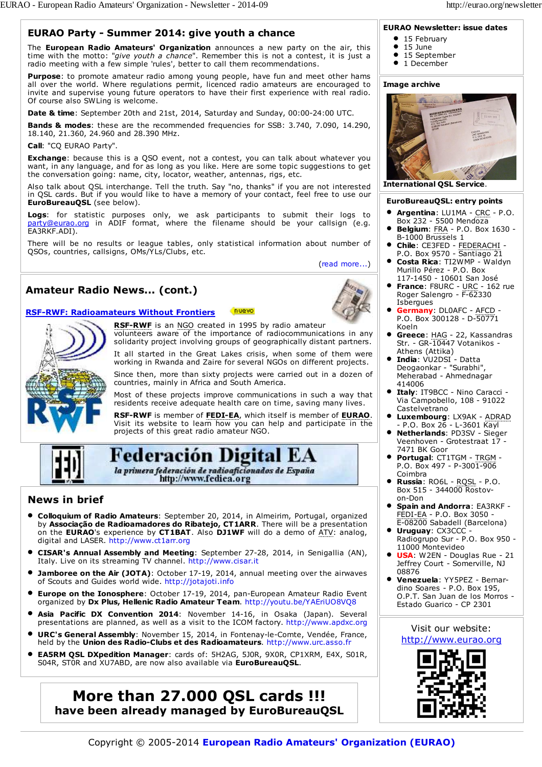## EURAO Party - Summer 2014: give youth a chance

The **European Radio Amateurs' Organization** announces a new party on the air, this time with the motto: "*give youth a chance*". Remember this is not a contest, it is just a radio meeting with a few simple 'rules', better to call them recommendations.

**Purpose**: to promote amateur radio among young people, have fun and meet other hams all over the world. Where regulations permit, licenced radio amateurs are encouraged to invite and supervise young future operators to have their first experience with real radio. Of course also SWLing is welcome.

**Date & time**: September 20th and 21st, 2014, Saturday and Sunday, 00:00-24:00 UTC.

**Bands & modes**: these are the recommended frequencies for SSB: 3.740, 7.090, 14.290, 18.140, 21.360, 24.960 and 28.390 MHz.

**Call**: "CQ EURAO Party".

**Exchange**: because this is a QSO event, not a contest, you can talk about whatever you want, in any language, and for as long as you like. Here are some topic suggestions to get the conversation going: name, city, locator, weather, antennas, rigs, etc.

Also talk about QSL interchange. Tell the truth. Say "no, thanks" if you are not interested in QSL cards. But if you would like to have a memory of your contact, feel free to use our **EuroBureauQSL** (see below).

**Logs**: for statistic purposes only, we ask participants to submit their logs to party@eurao.org in ADIF format, where the filename should be your callsign (e.g. EA3RKF.ADI).

There will be no results or league tables, only statistical information about number of QSOs, countries, callsigns, OMs/YLs/Clubs, etc.

(read more...)

## Amateur Radio News... (cont.)

### RSF-RWF: Radioamateurs Without Frontiers

nuevo

**RSF-RWF** is an NGO created in 1995 by radio amateur volunteers aware of the importance of radiocommunications in any solidarity project involving groups of geographically distant partners.

It all started in the Great Lakes crisis, when some of them were working in Rwanda and Zaire for several NGOs on different projects.

Since then, more than sixty projects were carried out in a dozen of countries, mainly in Africa and South America.

Most of these projects improve communications in such a way that residents receive adequate health care on time, saving many lives.

**RSF-RWF** is member of **FEDI-EA**, which itself is member of **EURAO**. Visit its website to learn how you can help and participate in the projects of this great radio amateur NGO.

**Federación Digital EA** — *la primera federación de radioaficionados de España* — http://www.fediea.org

## News in brief

- **Colloquium of Radio Amateurs**: September 20, 2014, in Almeirim, Portugal, organized by **Associação de Radioamadores do Ribatejo, CT1ARR**. There will be a presentation on the **EURAO**'s experience by **CT1BAT**. Also **DJ1WF** will do a demo of ATV: analog, digital and LASER. http://www.ct1arr.org
- **CISAR's Annual Assembly and Meeting**: September 27-28, 2014, in Senigallia (AN), Italy. Live on its streaming TV channel. http://www.cisar.it
- **Jamboree on the Air (JOTA)**: October 17-19, 2014, annual meeting over the airwaves of Scouts and Guides world wide. http://jotajoti.info
- **Europe on the Ionosphere**: October 17-19, 2014, pan-European Amateur Radio Event organized by **Dx Plus, Hellenic Radio Amateur Team**. http://youtu.be/YAEriUO8VQ8
- **Asia Pacific DX Convention 2014**: November 14-16, in Osaka (Japan). Several presentations are planned, as well as a visit to the ICOM factory. http://www.apdxc.org
- **URC's General Assembly**: November 15, 2014, in Fontenay-le-Comte, Vendée, France, held by the **Union des Radio-Clubs et des Radioamateurs**. http://www.urc.asso.fr
- **EA5RM QSL DXpedition Manager**: cards of: 5H2AG, 5J0R, 9X0R, CP1XRM, E4X, S01R, S04R, ST0R and XU7ABD, are now also available via **EuroBureauQSL**.

**More than 27.000 QSL cards !!!**
**have been already managed by EuroBureauQSL**

### EURAO Newsletter: issue dates

- 15 February
- 15 June
- 15 September
- 1 December

### Image archive

International QSL Service.

### EuroBureauQSL: entry points

- **Argentina**: LU1MA - CRC - P.O. Box 232 - 5500 Mendoza
- **Belgium**: FRA - P.O. Box 1630 - B-1000 Brussels 1
- **Chile**: CE3FED - FEDERACHI - P.O. Box 9570 - Santiago 21
- **Costa Rica**: TI2WMP - Waldyn Murillo Pérez - P.O. Box 117-1450 - 10601 San José
- **France**: F8URC - URC - 162 rue Roger Salengro - F-62330 Isbergues
- **Germany**: DL0AFC - AFCD - P.O. Box 300128 - D-50771 Koeln
- **Greece**: HAG - 22, Kassandras Str. - GR-10447 Votanikos - Athens (Attika)
- **India**: VU2DSI - Datta Deogaonkar - "Surabhi", Meherabad - Ahmednagar 414006
- **Italy**: IT9BCC - Nino Caracci - Via Campobello, 108 - 91022 Castelvetrano
- **Luxembourg**: LX9AK - ADRAD - P.O. Box 26 - L-3601 Kayl
- **Netherlands**: PD3SV - Sieger Veenhoven - Grotestraat 17 - 7471 BK Goor
- **Portugal**: CT1TGM - TRGM - P.O. Box 497 - P-3001-906 Coimbra
- **Russia**: RO6L - RQSL - P.O. Box 515 - 344000 Rostov-on-Don
- **Spain and Andorra**: EA3RKF - FEDI-EA - P.O. Box 3050 - E-08200 Sabadell (Barcelona)
- **Uruguay**: CX3CCC - Radiogrupo Sur - P.O. Box 950 - 11000 Montevideo
- **USA**: W2EN - Douglas Rue - 21 Jeffrey Court - Somerville, NJ 08876
- **Venezuela**: YY5PEZ - Bernardino Soares - P.O. Box 195, O.P.T. San Juan de los Morros - Estado Guarico - CP 2301

Visit our website:
http://www.eurao.org

Copyright © 2005-2014 **European Radio Amateurs' Organization (EURAO)**